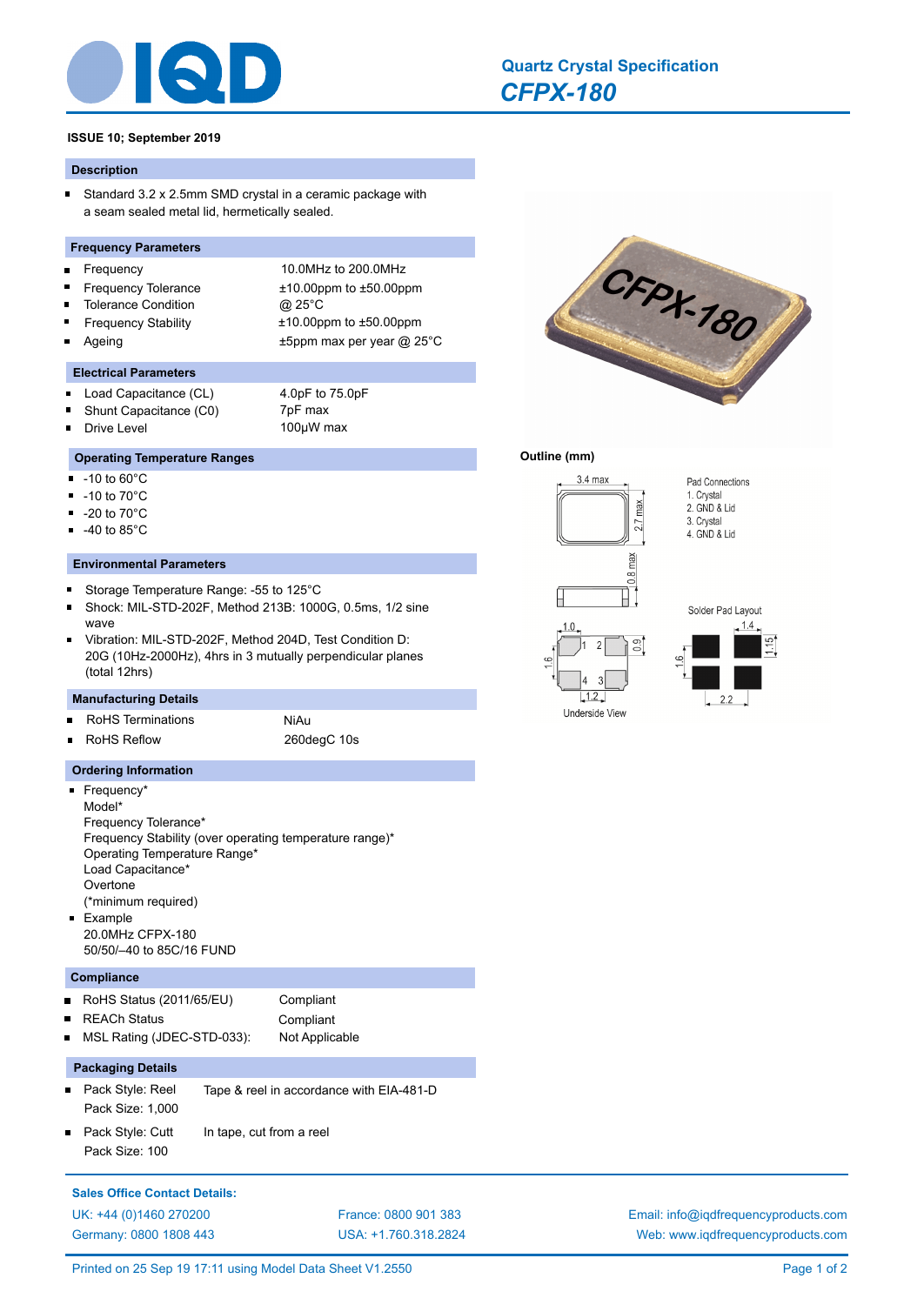# Quartz Crystal Specification

## *CFPX-180*

**ISSUE 10; September 2019**

### Description

- Standard 3.2 x 2.5mm SMD crystal in a ceramic package with a seam sealed metal lid, hermetically sealed.

### Frequency Parameters

| | |
|---|---|
| Frequency | 10.0MHz to 200.0MHz |
| Frequency Tolerance | ±10.00ppm to ±50.00ppm |
| Tolerance Condition | @ 25°C |
| Frequency Stability | ±10.00ppm to ±50.00ppm |
| Ageing | ±5ppm max per year @ 25°C |

### Electrical Parameters

| | |
|---|---|
| Load Capacitance (CL) | 4.0pF to 75.0pF |
| Shunt Capacitance (C0) | 7pF max |
| Drive Level | 100µW max |

### Operating Temperature Ranges

- -10 to 60°C
- -10 to 70°C
- -20 to 70°C
- -40 to 85°C

### Environmental Parameters

- Storage Temperature Range: -55 to 125°C
- Shock: MIL-STD-202F, Method 213B: 1000G, 0.5ms, 1/2 sine wave
- Vibration: MIL-STD-202F, Method 204D, Test Condition D: 20G (10Hz-2000Hz), 4hrs in 3 mutually perpendicular planes (total 12hrs)

### Manufacturing Details

| | |
|---|---|
| RoHS Terminations | NiAu |
| RoHS Reflow | 260degC 10s |

### Ordering Information

- Frequency*
  Model*
  Frequency Tolerance*
  Frequency Stability (over operating temperature range)*
  Operating Temperature Range*
  Load Capacitance*
  Overtone
  (*minimum required)
- Example
  20.0MHz CFPX-180
  50/50/–40 to 85C/16 FUND

### Compliance

| | |
|---|---|
| RoHS Status (2011/65/EU) | Compliant |
| REACh Status | Compliant |
| MSL Rating (JDEC-STD-033): | Not Applicable |

### Packaging Details

- Pack Style: Reel — Tape & reel in accordance with EIA-481-D
  Pack Size: 1,000
- Pack Style: Cutt — In tape, cut from a reel
  Pack Size: 100

### Outline (mm)

3.4 max; 2.7 max; 0.8 max

Pad Connections
1. Crystal
2. GND & Lid
3. Crystal
4. GND & Lid

Underside View: 1.0; 1.6; 0.9; 1.2

Solder Pad Layout: 1.4; 1.15; 1.6; 2.2

**Sales Office Contact Details:**

UK: +44 (0)1460 270200
Germany: 0800 1808 443
France: 0800 901 383
USA: +1.760.318.2824
Email: info@iqdfrequencyproducts.com
Web: www.iqdfrequencyproducts.com

Printed on 25 Sep 19 17:11 using Model Data Sheet V1.2550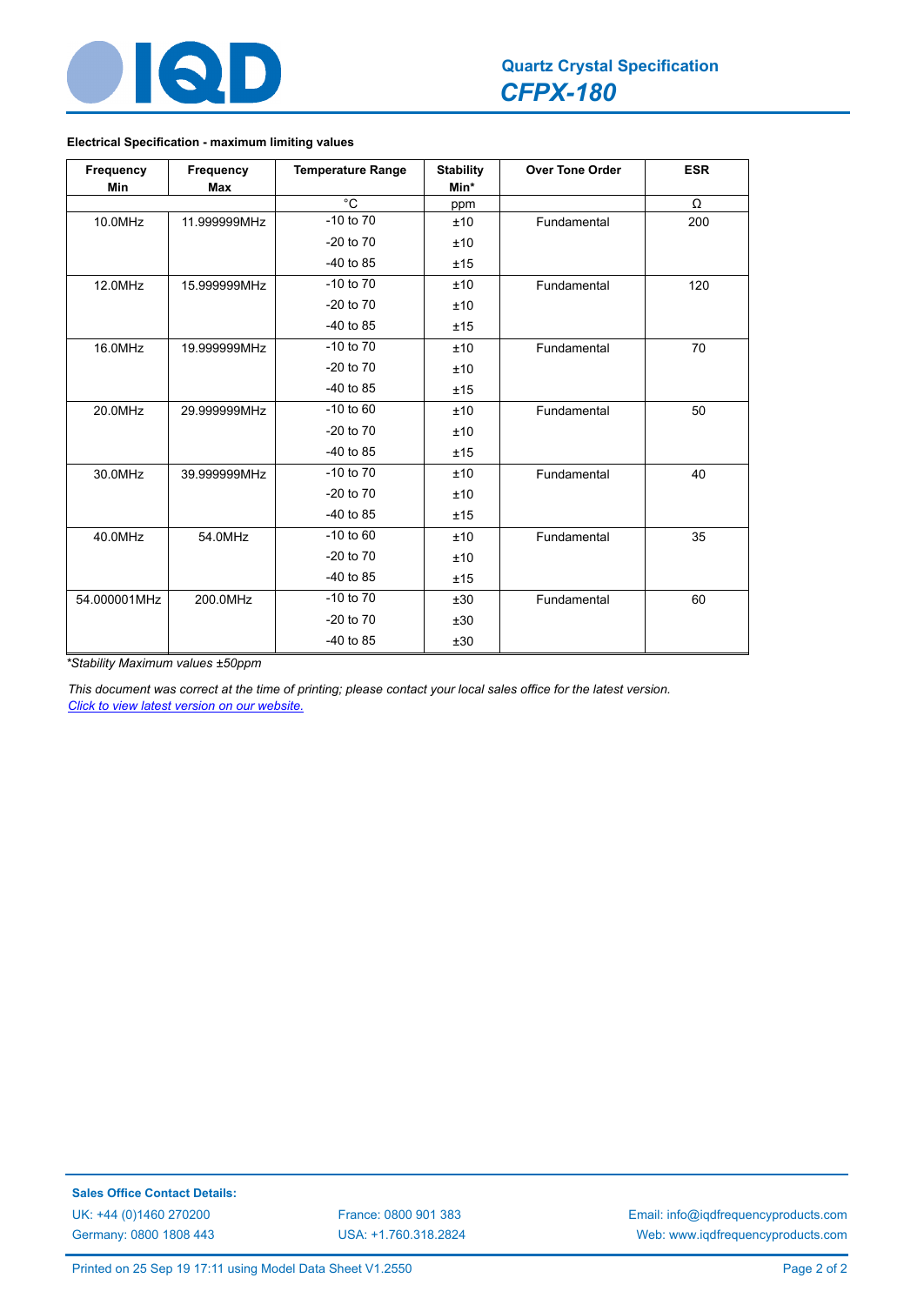**Electrical Specification - maximum limiting values**

| Frequency Min | Frequency Max | Temperature Range | Stability Min* | Over Tone Order | ESR |
|---|---|---|---|---|---|
| | | °C | ppm | | Ω |
| 10.0MHz | 11.999999MHz | -10 to 70 | ±10 | Fundamental | 200 |
| | | -20 to 70 | ±10 | | |
| | | -40 to 85 | ±15 | | |
| 12.0MHz | 15.999999MHz | -10 to 70 | ±10 | Fundamental | 120 |
| | | -20 to 70 | ±10 | | |
| | | -40 to 85 | ±15 | | |
| 16.0MHz | 19.999999MHz | -10 to 70 | ±10 | Fundamental | 70 |
| | | -20 to 70 | ±10 | | |
| | | -40 to 85 | ±15 | | |
| 20.0MHz | 29.999999MHz | -10 to 60 | ±10 | Fundamental | 50 |
| | | -20 to 70 | ±10 | | |
| | | -40 to 85 | ±15 | | |
| 30.0MHz | 39.999999MHz | -10 to 70 | ±10 | Fundamental | 40 |
| | | -20 to 70 | ±10 | | |
| | | -40 to 85 | ±15 | | |
| 40.0MHz | 54.0MHz | -10 to 60 | ±10 | Fundamental | 35 |
| | | -20 to 70 | ±10 | | |
| | | -40 to 85 | ±15 | | |
| 54.000001MHz | 200.0MHz | -10 to 70 | ±30 | Fundamental | 60 |
| | | -20 to 70 | ±30 | | |
| | | -40 to 85 | ±30 | | |

*\*Stability Maximum values ±50ppm*

*This document was correct at the time of printing; please contact your local sales office for the latest version.*
*Click to view latest version on our website.*

**Sales Office Contact Details:**

UK: +44 (0)1460 270200
Germany: 0800 1808 443
France: 0800 901 383
USA: +1.760.318.2824
Email: info@iqdfrequencyproducts.com
Web: www.iqdfrequencyproducts.com

Printed on 25 Sep 19 17:11 using Model Data Sheet V1.2550